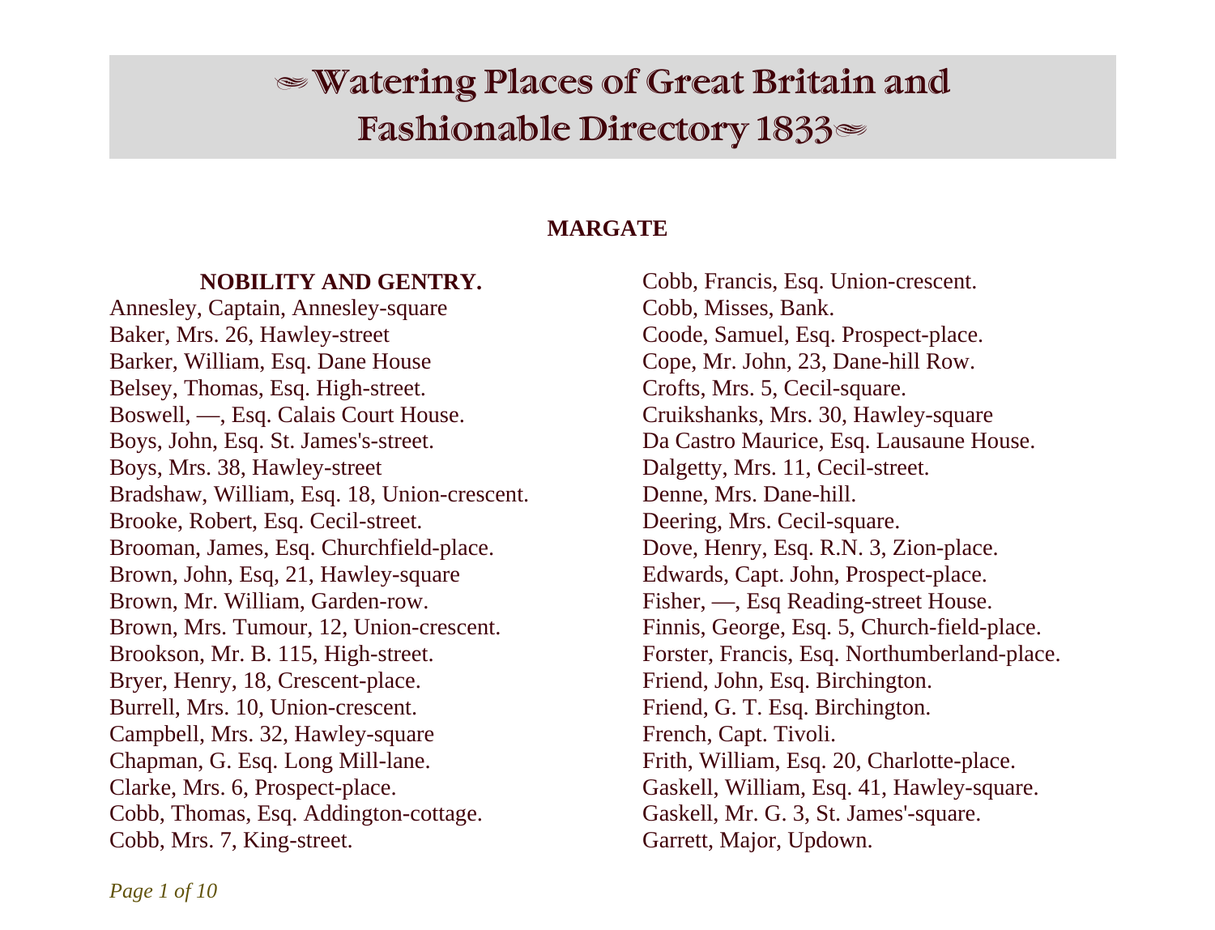# ✑ Watering Places of Great Britain and Fashionable Directory 1833✑

## MARGATE

### NOBILITY AND GENTRY.

Annesley, Captain, Annesley-square
Baker, Mrs. 26, Hawley-street
Barker, William, Esq. Dane House
Belsey, Thomas, Esq. High-street.
Boswell, —, Esq. Calais Court House.
Boys, John, Esq. St. James's-street.
Boys, Mrs. 38, Hawley-street
Bradshaw, William, Esq. 18, Union-crescent.
Brooke, Robert, Esq. Cecil-street.
Brooman, James, Esq. Churchfield-place.
Brown, John, Esq, 21, Hawley-square
Brown, Mr. William, Garden-row.
Brown, Mrs. Tumour, 12, Union-crescent.
Brookson, Mr. B. 115, High-street.
Bryer, Henry, 18, Crescent-place.
Burrell, Mrs. 10, Union-crescent.
Campbell, Mrs. 32, Hawley-square
Chapman, G. Esq. Long Mill-lane.
Clarke, Mrs. 6, Prospect-place.
Cobb, Thomas, Esq. Addington-cottage.
Cobb, Mrs. 7, King-street.
Cobb, Francis, Esq. Union-crescent.
Cobb, Misses, Bank.
Coode, Samuel, Esq. Prospect-place.
Cope, Mr. John, 23, Dane-hill Row.
Crofts, Mrs. 5, Cecil-square.
Cruikshanks, Mrs. 30, Hawley-square
Da Castro Maurice, Esq. Lausaune House.
Dalgetty, Mrs. 11, Cecil-street.
Denne, Mrs. Dane-hill.
Deering, Mrs. Cecil-square.
Dove, Henry, Esq. R.N. 3, Zion-place.
Edwards, Capt. John, Prospect-place.
Fisher, —, Esq Reading-street House.
Finnis, George, Esq. 5, Church-field-place.
Forster, Francis, Esq. Northumberland-place.
Friend, John, Esq. Birchington.
Friend, G. T. Esq. Birchington.
French, Capt. Tivoli.
Frith, William, Esq. 20, Charlotte-place.
Gaskell, William, Esq. 41, Hawley-square.
Gaskell, Mr. G. 3, St. James'-square.
Garrett, Major, Updown.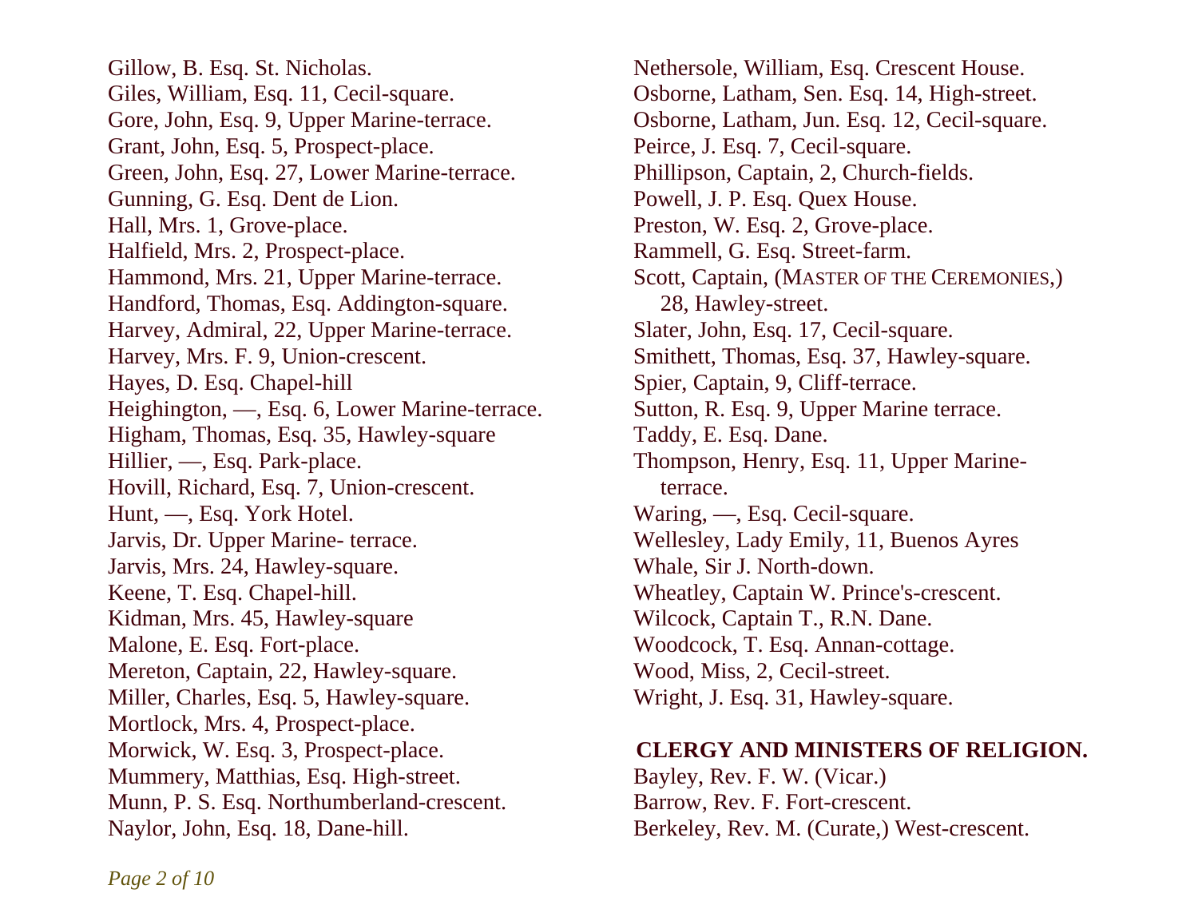Gillow, B. Esq. St. Nicholas.
Giles, William, Esq. 11, Cecil-square.
Gore, John, Esq. 9, Upper Marine-terrace.
Grant, John, Esq. 5, Prospect-place.
Green, John, Esq. 27, Lower Marine-terrace.
Gunning, G. Esq. Dent de Lion.
Hall, Mrs. 1, Grove-place.
Halfield, Mrs. 2, Prospect-place.
Hammond, Mrs. 21, Upper Marine-terrace.
Handford, Thomas, Esq. Addington-square.
Harvey, Admiral, 22, Upper Marine-terrace.
Harvey, Mrs. F. 9, Union-crescent.
Hayes, D. Esq. Chapel-hill
Heighington, —, Esq. 6, Lower Marine-terrace.
Higham, Thomas, Esq. 35, Hawley-square
Hillier, —, Esq. Park-place.
Hovill, Richard, Esq. 7, Union-crescent.
Hunt, —, Esq. York Hotel.
Jarvis, Dr. Upper Marine- terrace.
Jarvis, Mrs. 24, Hawley-square.
Keene, T. Esq. Chapel-hill.
Kidman, Mrs. 45, Hawley-square
Malone, E. Esq. Fort-place.
Mereton, Captain, 22, Hawley-square.
Miller, Charles, Esq. 5, Hawley-square.
Mortlock, Mrs. 4, Prospect-place.
Morwick, W. Esq. 3, Prospect-place.
Mummery, Matthias, Esq. High-street.
Munn, P. S. Esq. Northumberland-crescent.
Naylor, John, Esq. 18, Dane-hill.
Nethersole, William, Esq. Crescent House.
Osborne, Latham, Sen. Esq. 14, High-street.
Osborne, Latham, Jun. Esq. 12, Cecil-square.
Peirce, J. Esq. 7, Cecil-square.
Phillipson, Captain, 2, Church-fields.
Powell, J. P. Esq. Quex House.
Preston, W. Esq. 2, Grove-place.
Rammell, G. Esq. Street-farm.
Scott, Captain, (Master of the Ceremonies,) 28, Hawley-street.
Slater, John, Esq. 17, Cecil-square.
Smithett, Thomas, Esq. 37, Hawley-square.
Spier, Captain, 9, Cliff-terrace.
Sutton, R. Esq. 9, Upper Marine terrace.
Taddy, E. Esq. Dane.
Thompson, Henry, Esq. 11, Upper Marine-terrace.
Waring, —, Esq. Cecil-square.
Wellesley, Lady Emily, 11, Buenos Ayres
Whale, Sir J. North-down.
Wheatley, Captain W. Prince's-crescent.
Wilcock, Captain T., R.N. Dane.
Woodcock, T. Esq. Annan-cottage.
Wood, Miss, 2, Cecil-street.
Wright, J. Esq. 31, Hawley-square.

## CLERGY AND MINISTERS OF RELIGION.

Bayley, Rev. F. W. (Vicar.)
Barrow, Rev. F. Fort-crescent.
Berkeley, Rev. M. (Curate,) West-crescent.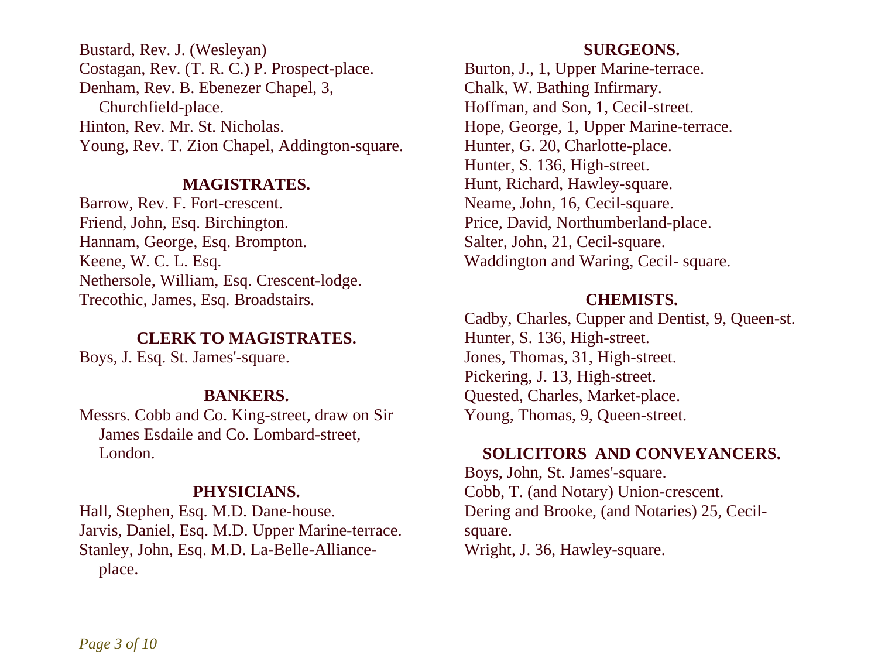Bustard, Rev. J. (Wesleyan)
Costagan, Rev. (T. R. C.) P. Prospect-place.
Denham, Rev. B. Ebenezer Chapel, 3, Churchfield-place.
Hinton, Rev. Mr. St. Nicholas.
Young, Rev. T. Zion Chapel, Addington-square.

## MAGISTRATES.

Barrow, Rev. F. Fort-crescent.
Friend, John, Esq. Birchington.
Hannam, George, Esq. Brompton.
Keene, W. C. L. Esq.
Nethersole, William, Esq. Crescent-lodge.
Trecothic, James, Esq. Broadstairs.

## CLERK TO MAGISTRATES.

Boys, J. Esq. St. James'-square.

## BANKERS.

Messrs. Cobb and Co. King-street, draw on Sir James Esdaile and Co. Lombard-street, London.

## PHYSICIANS.

Hall, Stephen, Esq. M.D. Dane-house.
Jarvis, Daniel, Esq. M.D. Upper Marine-terrace.
Stanley, John, Esq. M.D. La-Belle-Alliance-place.

## SURGEONS.

Burton, J., 1, Upper Marine-terrace.
Chalk, W. Bathing Infirmary.
Hoffman, and Son, 1, Cecil-street.
Hope, George, 1, Upper Marine-terrace.
Hunter, G. 20, Charlotte-place.
Hunter, S. 136, High-street.
Hunt, Richard, Hawley-square.
Neame, John, 16, Cecil-square.
Price, David, Northumberland-place.
Salter, John, 21, Cecil-square.
Waddington and Waring, Cecil- square.

## CHEMISTS.

Cadby, Charles, Cupper and Dentist, 9, Queen-st.
Hunter, S. 136, High-street.
Jones, Thomas, 31, High-street.
Pickering, J. 13, High-street.
Quested, Charles, Market-place.
Young, Thomas, 9, Queen-street.

## SOLICITORS AND CONVEYANCERS.

Boys, John, St. James'-square.
Cobb, T. (and Notary) Union-crescent.
Dering and Brooke, (and Notaries) 25, Cecil-square.
Wright, J. 36, Hawley-square.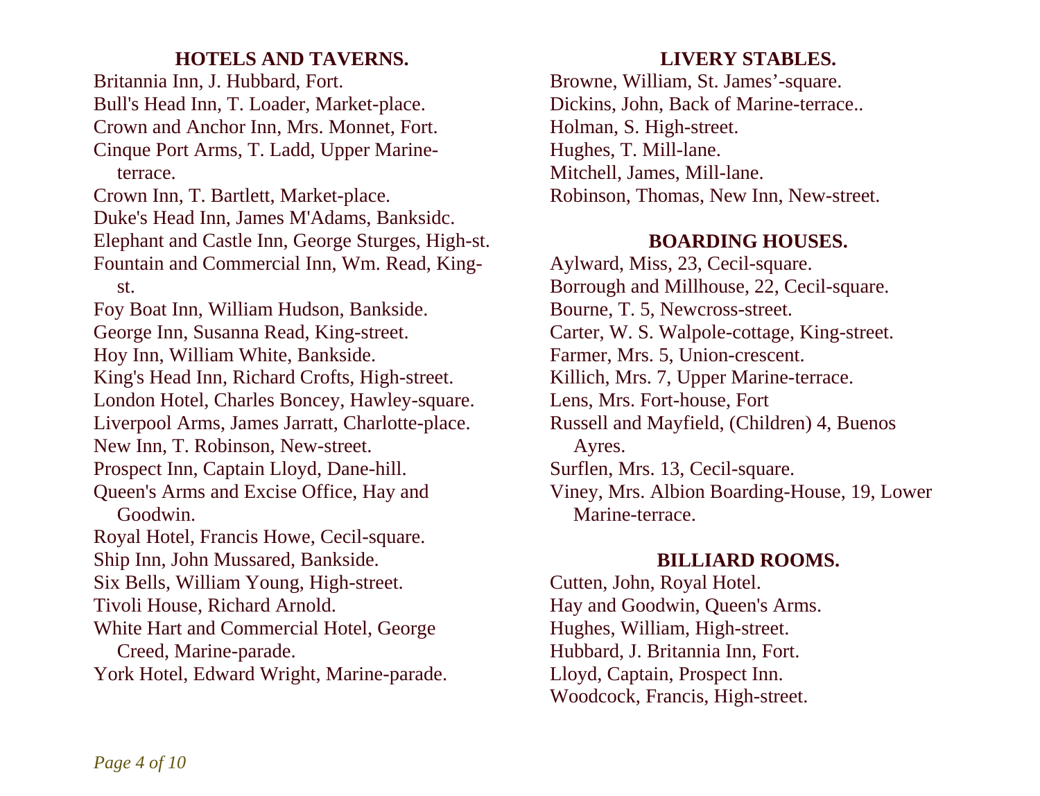## HOTELS AND TAVERNS.

Britannia Inn, J. Hubbard, Fort.
Bull's Head Inn, T. Loader, Market-place.
Crown and Anchor Inn, Mrs. Monnet, Fort.
Cinque Port Arms, T. Ladd, Upper Marine-terrace.
Crown Inn, T. Bartlett, Market-place.
Duke's Head Inn, James M'Adams, Banksidc.
Elephant and Castle Inn, George Sturges, High-st.
Fountain and Commercial Inn, Wm. Read, King-st.
Foy Boat Inn, William Hudson, Bankside.
George Inn, Susanna Read, King-street.
Hoy Inn, William White, Bankside.
King's Head Inn, Richard Crofts, High-street.
London Hotel, Charles Boncey, Hawley-square.
Liverpool Arms, James Jarratt, Charlotte-place.
New Inn, T. Robinson, New-street.
Prospect Inn, Captain Lloyd, Dane-hill.
Queen's Arms and Excise Office, Hay and Goodwin.
Royal Hotel, Francis Howe, Cecil-square.
Ship Inn, John Mussared, Bankside.
Six Bells, William Young, High-street.
Tivoli House, Richard Arnold.
White Hart and Commercial Hotel, George Creed, Marine-parade.
York Hotel, Edward Wright, Marine-parade.

## LIVERY STABLES.

Browne, William, St. James'-square.
Dickins, John, Back of Marine-terrace..
Holman, S. High-street.
Hughes, T. Mill-lane.
Mitchell, James, Mill-lane.
Robinson, Thomas, New Inn, New-street.

## BOARDING HOUSES.

Aylward, Miss, 23, Cecil-square.
Borrough and Millhouse, 22, Cecil-square.
Bourne, T. 5, Newcross-street.
Carter, W. S. Walpole-cottage, King-street.
Farmer, Mrs. 5, Union-crescent.
Killich, Mrs. 7, Upper Marine-terrace.
Lens, Mrs. Fort-house, Fort
Russell and Mayfield, (Children) 4, Buenos Ayres.
Surflen, Mrs. 13, Cecil-square.
Viney, Mrs. Albion Boarding-House, 19, Lower Marine-terrace.

## BILLIARD ROOMS.

Cutten, John, Royal Hotel.
Hay and Goodwin, Queen's Arms.
Hughes, William, High-street.
Hubbard, J. Britannia Inn, Fort.
Lloyd, Captain, Prospect Inn.
Woodcock, Francis, High-street.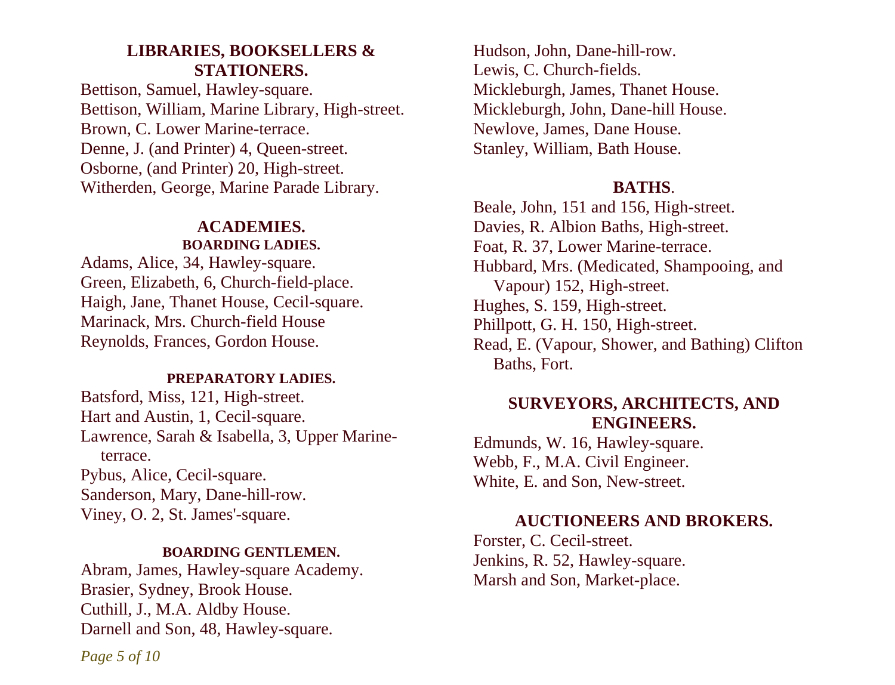## LIBRARIES, BOOKSELLERS & STATIONERS.

Bettison, Samuel, Hawley-square.
Bettison, William, Marine Library, High-street.
Brown, C. Lower Marine-terrace.
Denne, J. (and Printer) 4, Queen-street.
Osborne, (and Printer) 20, High-street.
Witherden, George, Marine Parade Library.

## ACADEMIES.

### BOARDING LADIES.

Adams, Alice, 34, Hawley-square.
Green, Elizabeth, 6, Church-field-place.
Haigh, Jane, Thanet House, Cecil-square.
Marinack, Mrs. Church-field House
Reynolds, Frances, Gordon House.

### PREPARATORY LADIES.

Batsford, Miss, 121, High-street.
Hart and Austin, 1, Cecil-square.
Lawrence, Sarah & Isabella, 3, Upper Marine-terrace.
Pybus, Alice, Cecil-square.
Sanderson, Mary, Dane-hill-row.
Viney, O. 2, St. James'-square.

### BOARDING GENTLEMEN.

Abram, James, Hawley-square Academy.
Brasier, Sydney, Brook House.
Cuthill, J., M.A. Aldby House.
Darnell and Son, 48, Hawley-square.
Hudson, John, Dane-hill-row.
Lewis, C. Church-fields.
Mickleburgh, James, Thanet House.
Mickleburgh, John, Dane-hill House.
Newlove, James, Dane House.
Stanley, William, Bath House.

## BATHS.

Beale, John, 151 and 156, High-street.
Davies, R. Albion Baths, High-street.
Foat, R. 37, Lower Marine-terrace.
Hubbard, Mrs. (Medicated, Shampooing, and Vapour) 152, High-street.
Hughes, S. 159, High-street.
Phillpott, G. H. 150, High-street.
Read, E. (Vapour, Shower, and Bathing) Clifton Baths, Fort.

## SURVEYORS, ARCHITECTS, AND ENGINEERS.

Edmunds, W. 16, Hawley-square.
Webb, F., M.A. Civil Engineer.
White, E. and Son, New-street.

## AUCTIONEERS AND BROKERS.

Forster, C. Cecil-street.
Jenkins, R. 52, Hawley-square.
Marsh and Son, Market-place.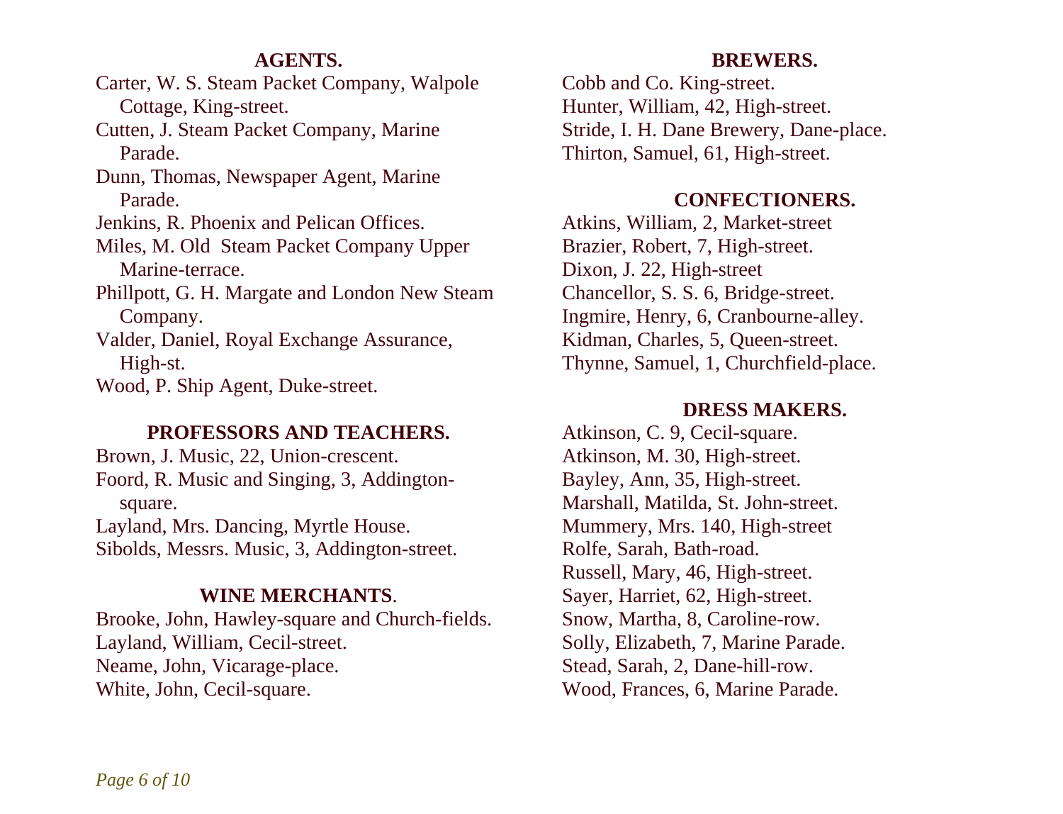## AGENTS.

Carter, W. S. Steam Packet Company, Walpole Cottage, King-street.
Cutten, J. Steam Packet Company, Marine Parade.
Dunn, Thomas, Newspaper Agent, Marine Parade.
Jenkins, R. Phoenix and Pelican Offices.
Miles, M. Old Steam Packet Company Upper Marine-terrace.
Phillpott, G. H. Margate and London New Steam Company.
Valder, Daniel, Royal Exchange Assurance, High-st.
Wood, P. Ship Agent, Duke-street.

## PROFESSORS AND TEACHERS.

Brown, J. Music, 22, Union-crescent.
Foord, R. Music and Singing, 3, Addington-square.
Layland, Mrs. Dancing, Myrtle House.
Sibolds, Messrs. Music, 3, Addington-street.

## WINE MERCHANTS.

Brooke, John, Hawley-square and Church-fields.
Layland, William, Cecil-street.
Neame, John, Vicarage-place.
White, John, Cecil-square.

## BREWERS.

Cobb and Co. King-street.
Hunter, William, 42, High-street.
Stride, I. H. Dane Brewery, Dane-place.
Thirton, Samuel, 61, High-street.

## CONFECTIONERS.

Atkins, William, 2, Market-street
Brazier, Robert, 7, High-street.
Dixon, J. 22, High-street
Chancellor, S. S. 6, Bridge-street.
Ingmire, Henry, 6, Cranbourne-alley.
Kidman, Charles, 5, Queen-street.
Thynne, Samuel, 1, Churchfield-place.

## DRESS MAKERS.

Atkinson, C. 9, Cecil-square.
Atkinson, M. 30, High-street.
Bayley, Ann, 35, High-street.
Marshall, Matilda, St. John-street.
Mummery, Mrs. 140, High-street
Rolfe, Sarah, Bath-road.
Russell, Mary, 46, High-street.
Sayer, Harriet, 62, High-street.
Snow, Martha, 8, Caroline-row.
Solly, Elizabeth, 7, Marine Parade.
Stead, Sarah, 2, Dane-hill-row.
Wood, Frances, 6, Marine Parade.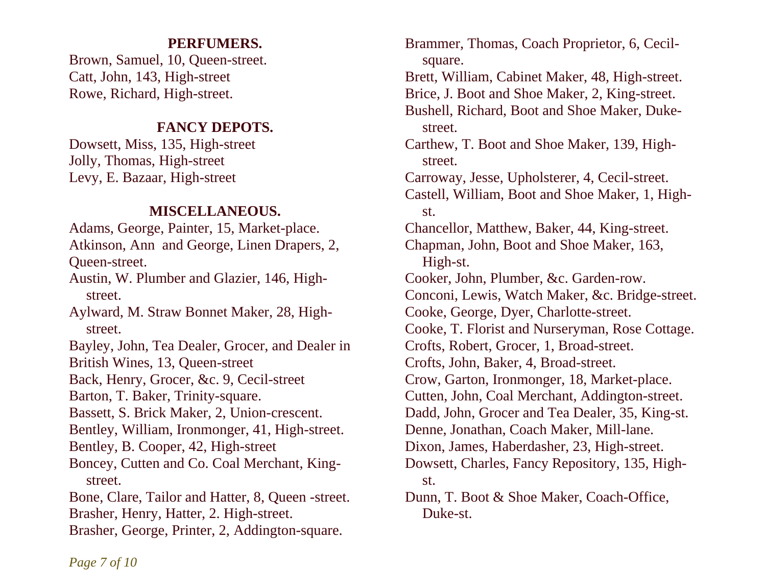### PERFUMERS.

Brown, Samuel, 10, Queen-street.
Catt, John, 143, High-street
Rowe, Richard, High-street.

### FANCY DEPOTS.

Dowsett, Miss, 135, High-street
Jolly, Thomas, High-street
Levy, E. Bazaar, High-street

### MISCELLANEOUS.

Adams, George, Painter, 15, Market-place.
Atkinson, Ann and George, Linen Drapers, 2, Queen-street.
Austin, W. Plumber and Glazier, 146, High-street.
Aylward, M. Straw Bonnet Maker, 28, High-street.
Bayley, John, Tea Dealer, Grocer, and Dealer in British Wines, 13, Queen-street
Back, Henry, Grocer, &c. 9, Cecil-street
Barton, T. Baker, Trinity-square.
Bassett, S. Brick Maker, 2, Union-crescent.
Bentley, William, Ironmonger, 41, High-street.
Bentley, B. Cooper, 42, High-street
Boncey, Cutten and Co. Coal Merchant, King-street.
Bone, Clare, Tailor and Hatter, 8, Queen -street.
Brasher, Henry, Hatter, 2. High-street.
Brasher, George, Printer, 2, Addington-square.
Brammer, Thomas, Coach Proprietor, 6, Cecil-square.
Brett, William, Cabinet Maker, 48, High-street.
Brice, J. Boot and Shoe Maker, 2, King-street.
Bushell, Richard, Boot and Shoe Maker, Duke-street.
Carthew, T. Boot and Shoe Maker, 139, High-street.
Carroway, Jesse, Upholsterer, 4, Cecil-street.
Castell, William, Boot and Shoe Maker, 1, High-st.
Chancellor, Matthew, Baker, 44, King-street.
Chapman, John, Boot and Shoe Maker, 163, High-st.
Cooker, John, Plumber, &c. Garden-row.
Conconi, Lewis, Watch Maker, &c. Bridge-street.
Cooke, George, Dyer, Charlotte-street.
Cooke, T. Florist and Nurseryman, Rose Cottage.
Crofts, Robert, Grocer, 1, Broad-street.
Crofts, John, Baker, 4, Broad-street.
Crow, Garton, Ironmonger, 18, Market-place.
Cutten, John, Coal Merchant, Addington-street.
Dadd, John, Grocer and Tea Dealer, 35, King-st.
Denne, Jonathan, Coach Maker, Mill-lane.
Dixon, James, Haberdasher, 23, High-street.
Dowsett, Charles, Fancy Repository, 135, High-st.
Dunn, T. Boot & Shoe Maker, Coach-Office, Duke-st.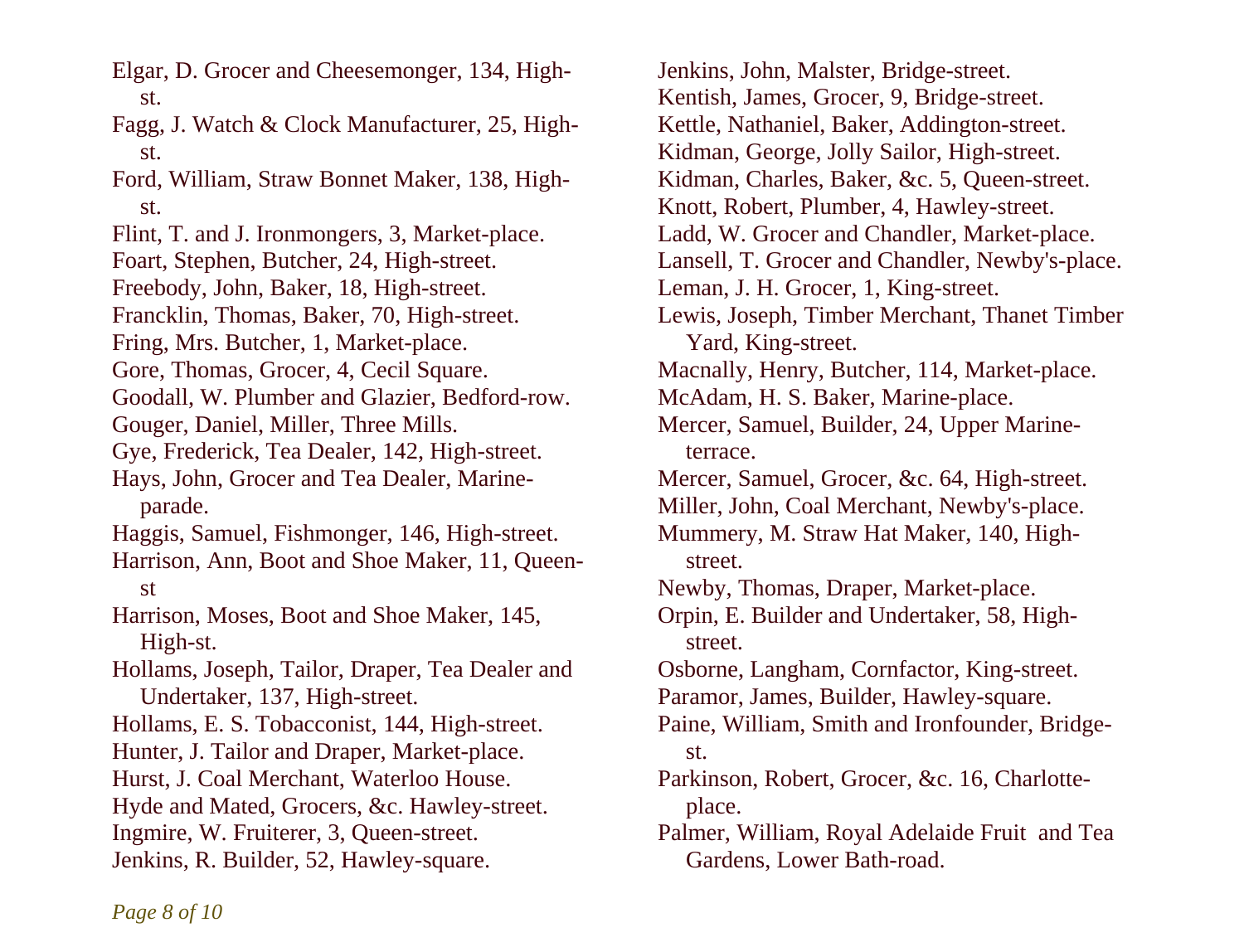Elgar, D. Grocer and Cheesemonger, 134, High-st.

Fagg, J. Watch & Clock Manufacturer, 25, High-st.

Ford, William, Straw Bonnet Maker, 138, High-st.

Flint, T. and J. Ironmongers, 3, Market-place.

Foart, Stephen, Butcher, 24, High-street.

Freebody, John, Baker, 18, High-street.

Francklin, Thomas, Baker, 70, High-street.

Fring, Mrs. Butcher, 1, Market-place.

Gore, Thomas, Grocer, 4, Cecil Square.

Goodall, W. Plumber and Glazier, Bedford-row.

Gouger, Daniel, Miller, Three Mills.

Gye, Frederick, Tea Dealer, 142, High-street.

Hays, John, Grocer and Tea Dealer, Marine-parade.

Haggis, Samuel, Fishmonger, 146, High-street.

Harrison, Ann, Boot and Shoe Maker, 11, Queen-st

Harrison, Moses, Boot and Shoe Maker, 145, High-st.

Hollams, Joseph, Tailor, Draper, Tea Dealer and Undertaker, 137, High-street.

Hollams, E. S. Tobacconist, 144, High-street.

Hunter, J. Tailor and Draper, Market-place.

Hurst, J. Coal Merchant, Waterloo House.

Hyde and Mated, Grocers, &c. Hawley-street.

Ingmire, W. Fruiterer, 3, Queen-street.

Jenkins, R. Builder, 52, Hawley-square.

Jenkins, John, Malster, Bridge-street.

Kentish, James, Grocer, 9, Bridge-street.

Kettle, Nathaniel, Baker, Addington-street.

Kidman, George, Jolly Sailor, High-street.

Kidman, Charles, Baker, &c. 5, Queen-street.

Knott, Robert, Plumber, 4, Hawley-street.

Ladd, W. Grocer and Chandler, Market-place.

Lansell, T. Grocer and Chandler, Newby's-place.

Leman, J. H. Grocer, 1, King-street.

Lewis, Joseph, Timber Merchant, Thanet Timber Yard, King-street.

Macnally, Henry, Butcher, 114, Market-place.

McAdam, H. S. Baker, Marine-place.

Mercer, Samuel, Builder, 24, Upper Marine-terrace.

Mercer, Samuel, Grocer, &c. 64, High-street.

Miller, John, Coal Merchant, Newby's-place.

Mummery, M. Straw Hat Maker, 140, High-street.

Newby, Thomas, Draper, Market-place.

Orpin, E. Builder and Undertaker, 58, High-street.

Osborne, Langham, Cornfactor, King-street.

Paramor, James, Builder, Hawley-square.

Paine, William, Smith and Ironfounder, Bridge-st.

Parkinson, Robert, Grocer, &c. 16, Charlotte-place.

Palmer, William, Royal Adelaide Fruit and Tea Gardens, Lower Bath-road.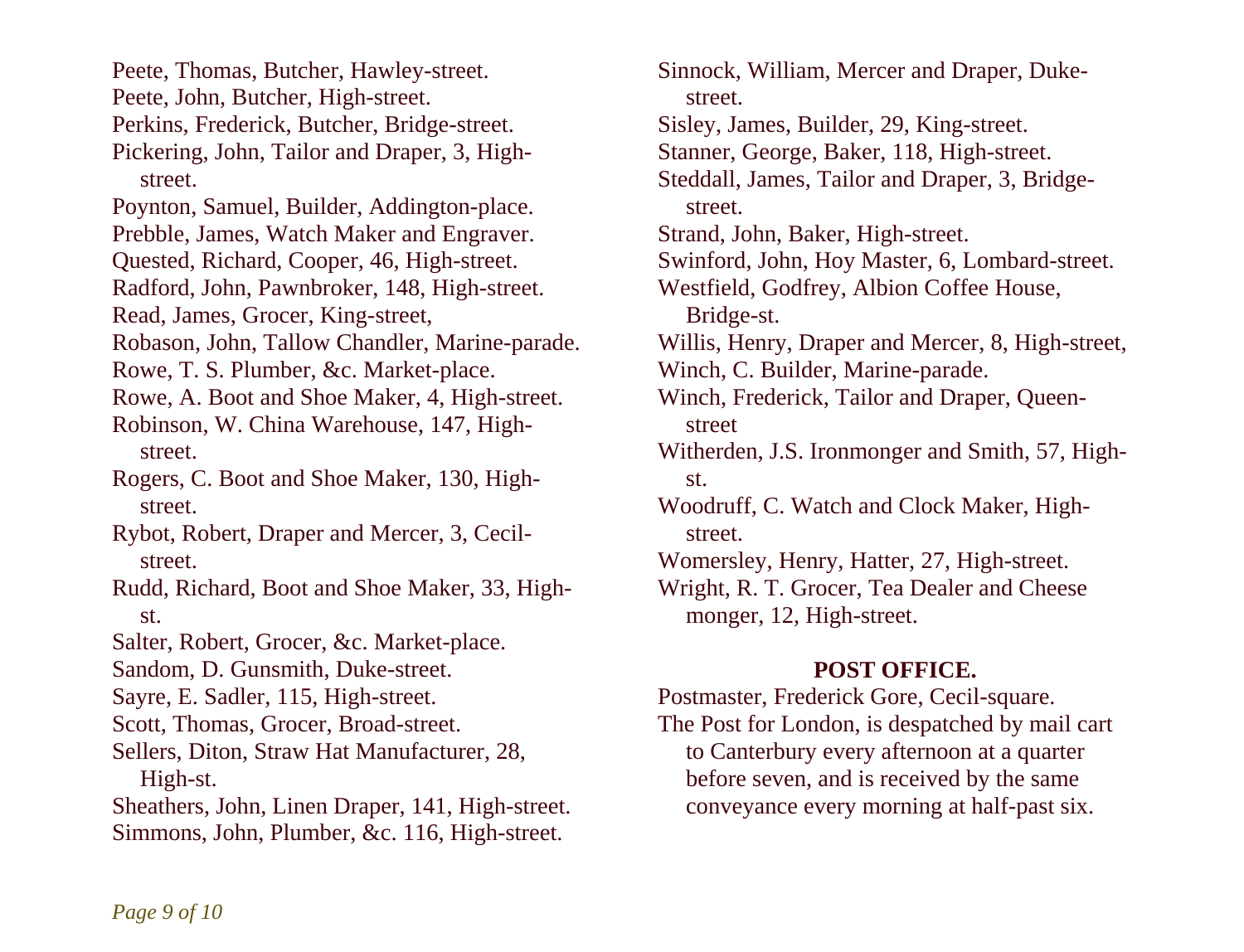Peete, Thomas, Butcher, Hawley-street.
Peete, John, Butcher, High-street.
Perkins, Frederick, Butcher, Bridge-street.
Pickering, John, Tailor and Draper, 3, High-street.
Poynton, Samuel, Builder, Addington-place.
Prebble, James, Watch Maker and Engraver.
Quested, Richard, Cooper, 46, High-street.
Radford, John, Pawnbroker, 148, High-street.
Read, James, Grocer, King-street,
Robason, John, Tallow Chandler, Marine-parade.
Rowe, T. S. Plumber, &c. Market-place.
Rowe, A. Boot and Shoe Maker, 4, High-street.
Robinson, W. China Warehouse, 147, High-street.
Rogers, C. Boot and Shoe Maker, 130, High-street.
Rybot, Robert, Draper and Mercer, 3, Cecil-street.
Rudd, Richard, Boot and Shoe Maker, 33, High-st.
Salter, Robert, Grocer, &c. Market-place.
Sandom, D. Gunsmith, Duke-street.
Sayre, E. Sadler, 115, High-street.
Scott, Thomas, Grocer, Broad-street.
Sellers, Diton, Straw Hat Manufacturer, 28, High-st.
Sheathers, John, Linen Draper, 141, High-street.
Simmons, John, Plumber, &c. 116, High-street.
Sinnock, William, Mercer and Draper, Duke-street.
Sisley, James, Builder, 29, King-street.
Stanner, George, Baker, 118, High-street.
Steddall, James, Tailor and Draper, 3, Bridge-street.
Strand, John, Baker, High-street.
Swinford, John, Hoy Master, 6, Lombard-street.
Westfield, Godfrey, Albion Coffee House, Bridge-st.
Willis, Henry, Draper and Mercer, 8, High-street,
Winch, C. Builder, Marine-parade.
Winch, Frederick, Tailor and Draper, Queen-street
Witherden, J.S. Ironmonger and Smith, 57, High-st.
Woodruff, C. Watch and Clock Maker, High-street.
Womersley, Henry, Hatter, 27, High-street.
Wright, R. T. Grocer, Tea Dealer and Cheese monger, 12, High-street.

## POST OFFICE.

Postmaster, Frederick Gore, Cecil-square.
The Post for London, is despatched by mail cart to Canterbury every afternoon at a quarter before seven, and is received by the same conveyance every morning at half-past six.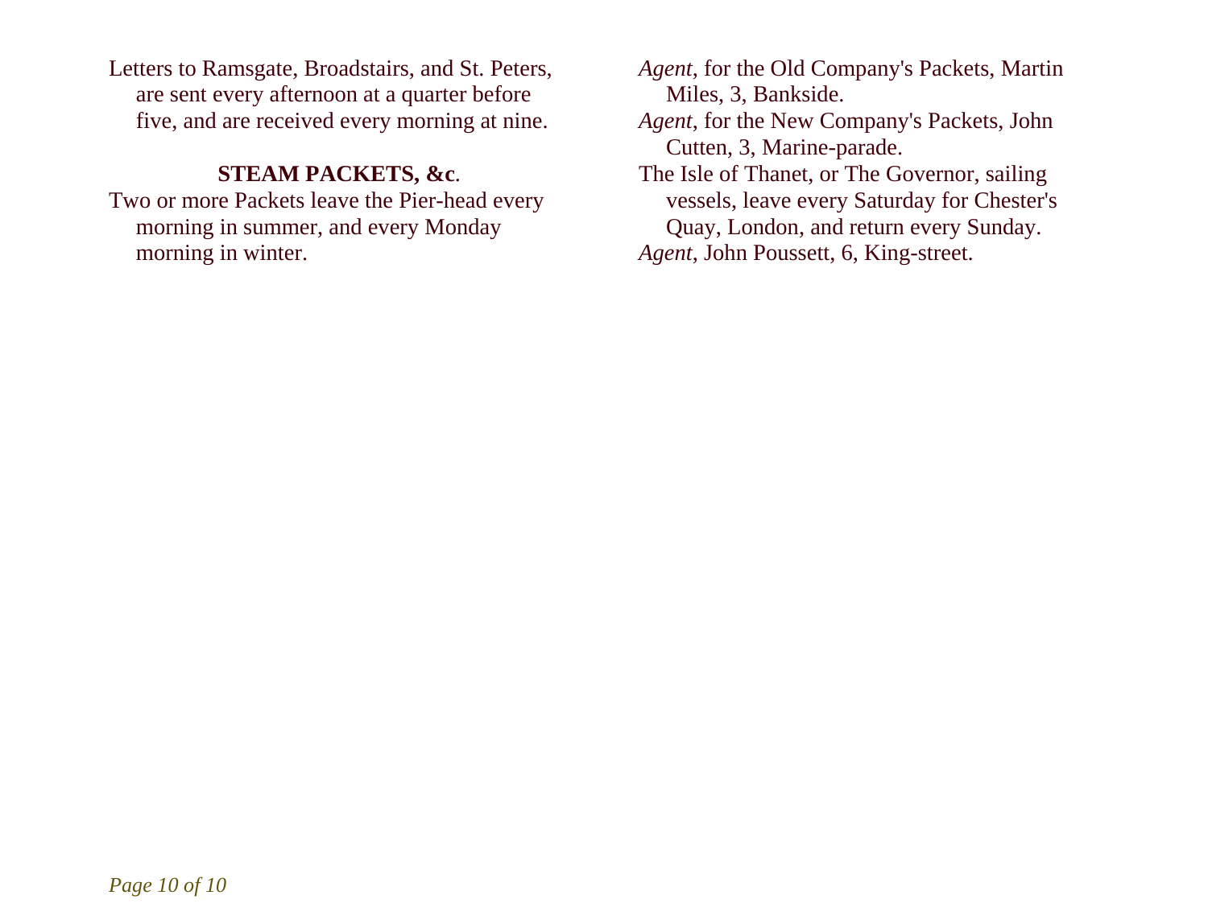Letters to Ramsgate, Broadstairs, and St. Peters, are sent every afternoon at a quarter before five, and are received every morning at nine.

### STEAM PACKETS, &c.

Two or more Packets leave the Pier-head every morning in summer, and every Monday morning in winter.

*Agent*, for the Old Company's Packets, Martin Miles, 3, Bankside.

*Agent*, for the New Company's Packets, John Cutten, 3, Marine-parade.

The Isle of Thanet, or The Governor, sailing vessels, leave every Saturday for Chester's Quay, London, and return every Sunday.

*Agent*, John Poussett, 6, King-street.